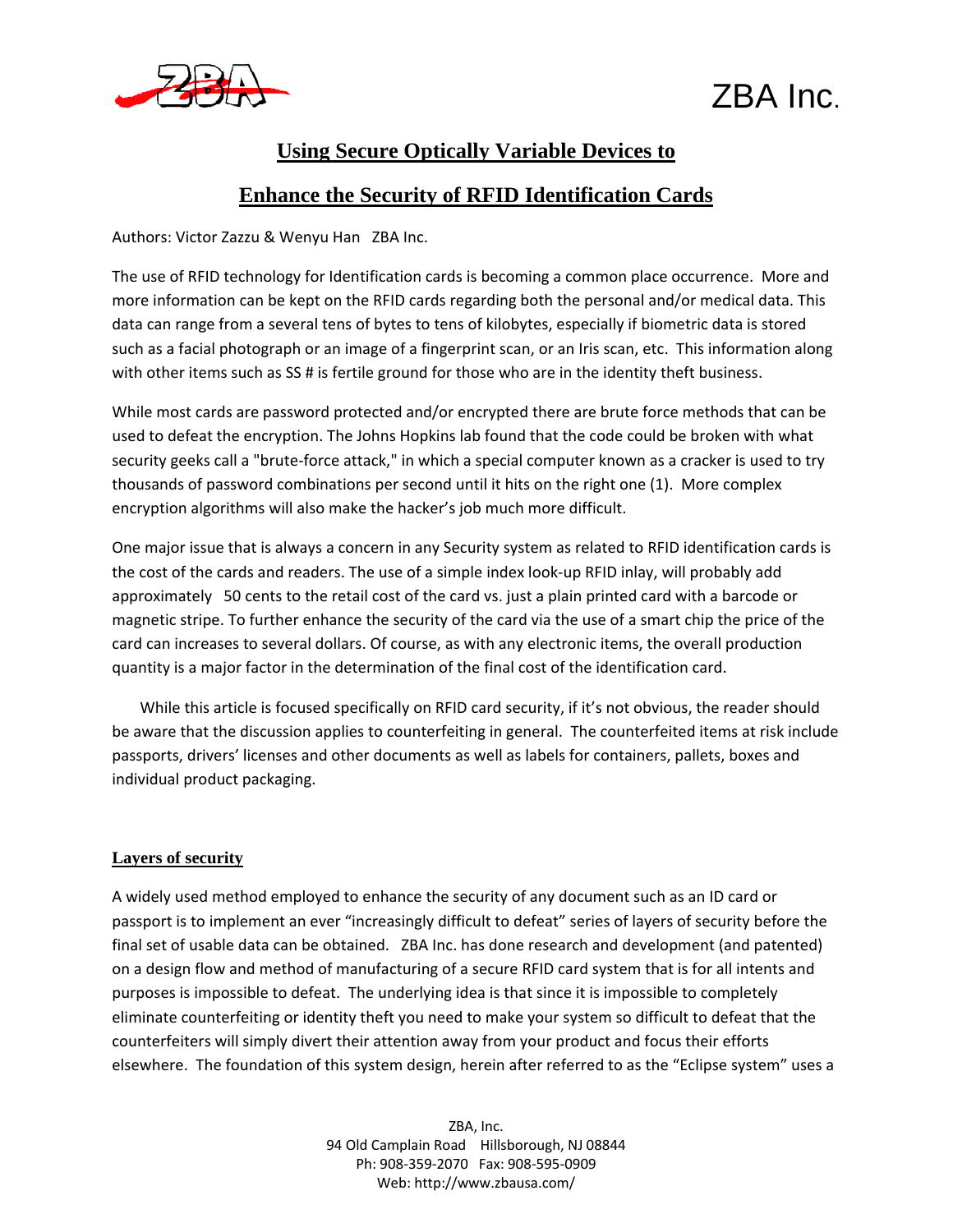ZBA Inc.

# Using Secure Optically Variable Devices to Enhance the Security of RFID Identification Cards

Authors: Victor Zazzu & Wenyu Han ZBA Inc.

The use of RFID technology for Identification cards is becoming a common place occurrence. More and more information can be kept on the RFID cards regarding both the personal and/or medical data. This data can range from a several tens of bytes to tens of kilobytes, especially if biometric data is stored such as a facial photograph or an image of a fingerprint scan, or an Iris scan, etc. This information along with other items such as SS # is fertile ground for those who are in the identity theft business.

While most cards are password protected and/or encrypted there are brute force methods that can be used to defeat the encryption. The Johns Hopkins lab found that the code could be broken with what security geeks call a "brute-force attack," in which a special computer known as a cracker is used to try thousands of password combinations per second until it hits on the right one (1). More complex encryption algorithms will also make the hacker's job much more difficult.

One major issue that is always a concern in any Security system as related to RFID identification cards is the cost of the cards and readers. The use of a simple index look-up RFID inlay, will probably add approximately 50 cents to the retail cost of the card vs. just a plain printed card with a barcode or magnetic stripe. To further enhance the security of the card via the use of a smart chip the price of the card can increases to several dollars. Of course, as with any electronic items, the overall production quantity is a major factor in the determination of the final cost of the identification card.

While this article is focused specifically on RFID card security, if it's not obvious, the reader should be aware that the discussion applies to counterfeiting in general. The counterfeited items at risk include passports, drivers' licenses and other documents as well as labels for containers, pallets, boxes and individual product packaging.

## Layers of security

A widely used method employed to enhance the security of any document such as an ID card or passport is to implement an ever "increasingly difficult to defeat" series of layers of security before the final set of usable data can be obtained. ZBA Inc. has done research and development (and patented) on a design flow and method of manufacturing of a secure RFID card system that is for all intents and purposes is impossible to defeat. The underlying idea is that since it is impossible to completely eliminate counterfeiting or identity theft you need to make your system so difficult to defeat that the counterfeiters will simply divert their attention away from your product and focus their efforts elsewhere. The foundation of this system design, herein after referred to as the "Eclipse system" uses a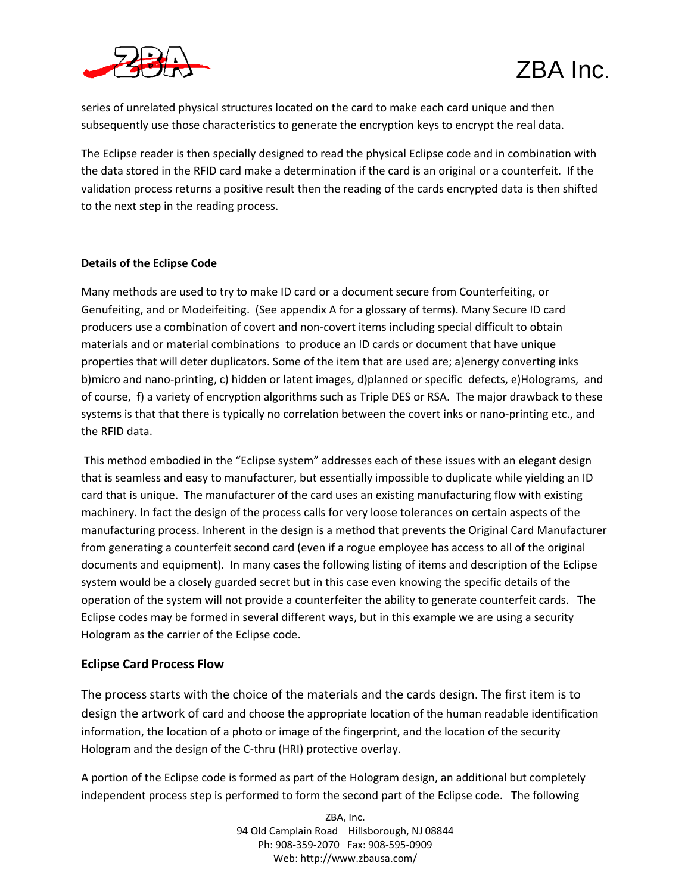series of unrelated physical structures located on the card to make each card unique and then subsequently use those characteristics to generate the encryption keys to encrypt the real data.

The Eclipse reader is then specially designed to read the physical Eclipse code and in combination with the data stored in the RFID card make a determination if the card is an original or a counterfeit. If the validation process returns a positive result then the reading of the cards encrypted data is then shifted to the next step in the reading process.

**Details of the Eclipse Code**

Many methods are used to try to make ID card or a document secure from Counterfeiting, or Genufeiting, and or Modeifeiting. (See appendix A for a glossary of terms). Many Secure ID card producers use a combination of covert and non-covert items including special difficult to obtain materials and or material combinations to produce an ID cards or document that have unique properties that will deter duplicators. Some of the item that are used are; a)energy converting inks b)micro and nano-printing, c) hidden or latent images, d)planned or specific defects, e)Holograms, and of course, f) a variety of encryption algorithms such as Triple DES or RSA. The major drawback to these systems is that that there is typically no correlation between the covert inks or nano-printing etc., and the RFID data.

This method embodied in the "Eclipse system" addresses each of these issues with an elegant design that is seamless and easy to manufacturer, but essentially impossible to duplicate while yielding an ID card that is unique. The manufacturer of the card uses an existing manufacturing flow with existing machinery. In fact the design of the process calls for very loose tolerances on certain aspects of the manufacturing process. Inherent in the design is a method that prevents the Original Card Manufacturer from generating a counterfeit second card (even if a rogue employee has access to all of the original documents and equipment). In many cases the following listing of items and description of the Eclipse system would be a closely guarded secret but in this case even knowing the specific details of the operation of the system will not provide a counterfeiter the ability to generate counterfeit cards. The Eclipse codes may be formed in several different ways, but in this example we are using a security Hologram as the carrier of the Eclipse code.

## Eclipse Card Process Flow

The process starts with the choice of the materials and the cards design. The first item is to design the artwork of card and choose the appropriate location of the human readable identification information, the location of a photo or image of the fingerprint, and the location of the security Hologram and the design of the C-thru (HRI) protective overlay.

A portion of the Eclipse code is formed as part of the Hologram design, an additional but completely independent process step is performed to form the second part of the Eclipse code. The following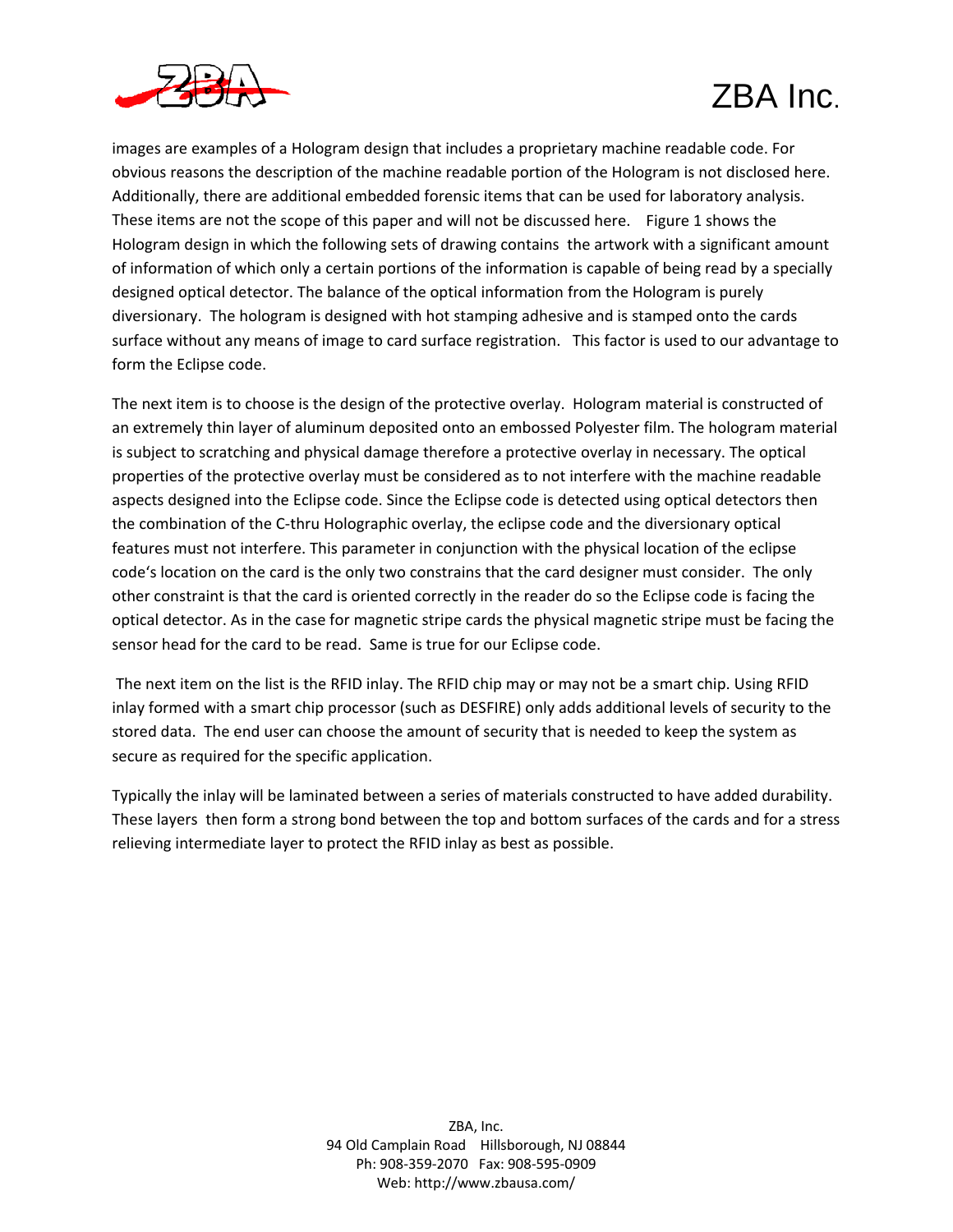images are examples of a Hologram design that includes a proprietary machine readable code. For obvious reasons the description of the machine readable portion of the Hologram is not disclosed here. Additionally, there are additional embedded forensic items that can be used for laboratory analysis. These items are not the scope of this paper and will not be discussed here. Figure 1 shows the Hologram design in which the following sets of drawing contains the artwork with a significant amount of information of which only a certain portions of the information is capable of being read by a specially designed optical detector. The balance of the optical information from the Hologram is purely diversionary. The hologram is designed with hot stamping adhesive and is stamped onto the cards surface without any means of image to card surface registration. This factor is used to our advantage to form the Eclipse code.

The next item is to choose is the design of the protective overlay. Hologram material is constructed of an extremely thin layer of aluminum deposited onto an embossed Polyester film. The hologram material is subject to scratching and physical damage therefore a protective overlay in necessary. The optical properties of the protective overlay must be considered as to not interfere with the machine readable aspects designed into the Eclipse code. Since the Eclipse code is detected using optical detectors then the combination of the C-thru Holographic overlay, the eclipse code and the diversionary optical features must not interfere. This parameter in conjunction with the physical location of the eclipse code's location on the card is the only two constrains that the card designer must consider. The only other constraint is that the card is oriented correctly in the reader do so the Eclipse code is facing the optical detector. As in the case for magnetic stripe cards the physical magnetic stripe must be facing the sensor head for the card to be read. Same is true for our Eclipse code.

The next item on the list is the RFID inlay. The RFID chip may or may not be a smart chip. Using RFID inlay formed with a smart chip processor (such as DESFIRE) only adds additional levels of security to the stored data. The end user can choose the amount of security that is needed to keep the system as secure as required for the specific application.

Typically the inlay will be laminated between a series of materials constructed to have added durability. These layers then form a strong bond between the top and bottom surfaces of the cards and for a stress relieving intermediate layer to protect the RFID inlay as best as possible.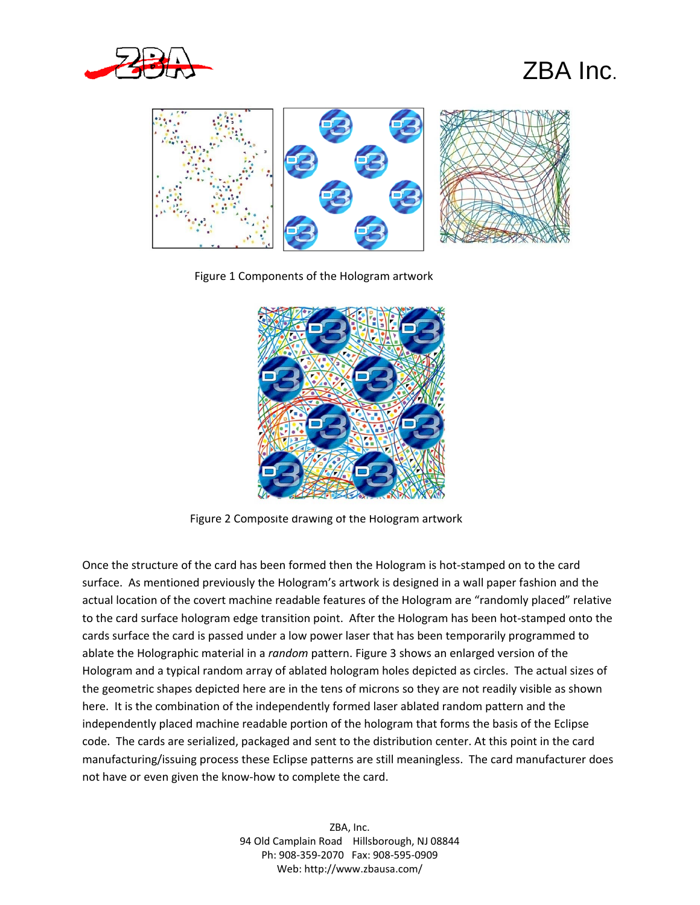Figure 1 Components of the Hologram artwork

Figure 2 Composite drawing of the Hologram artwork

Once the structure of the card has been formed then the Hologram is hot-stamped on to the card surface. As mentioned previously the Hologram's artwork is designed in a wall paper fashion and the actual location of the covert machine readable features of the Hologram are "randomly placed" relative to the card surface hologram edge transition point. After the Hologram has been hot-stamped onto the cards surface the card is passed under a low power laser that has been temporarily programmed to ablate the Holographic material in a *random* pattern. Figure 3 shows an enlarged version of the Hologram and a typical random array of ablated hologram holes depicted as circles. The actual sizes of the geometric shapes depicted here are in the tens of microns so they are not readily visible as shown here. It is the combination of the independently formed laser ablated random pattern and the independently placed machine readable portion of the hologram that forms the basis of the Eclipse code. The cards are serialized, packaged and sent to the distribution center. At this point in the card manufacturing/issuing process these Eclipse patterns are still meaningless. The card manufacturer does not have or even given the know-how to complete the card.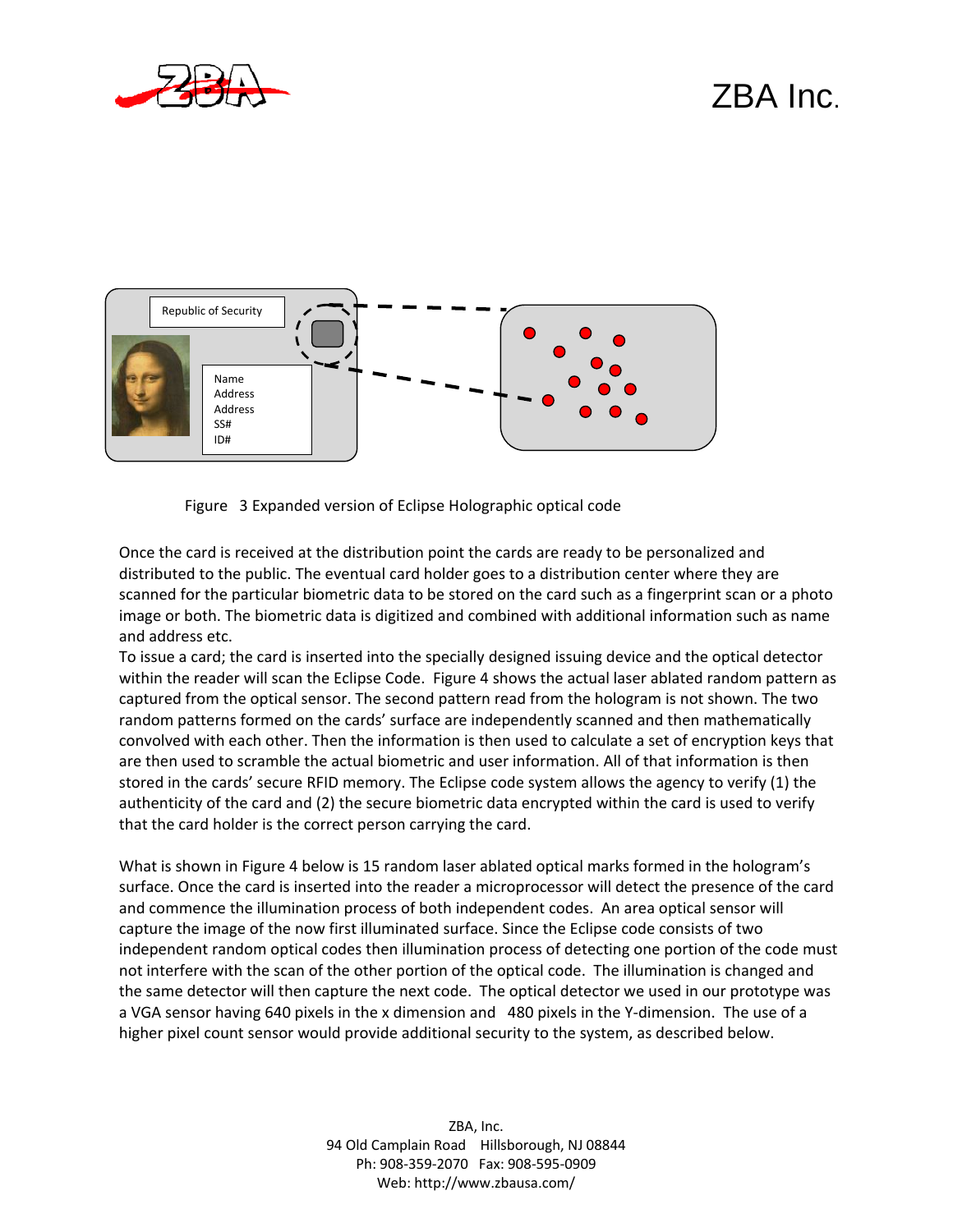Figure 3 Expanded version of Eclipse Holographic optical code

Once the card is received at the distribution point the cards are ready to be personalized and distributed to the public. The eventual card holder goes to a distribution center where they are scanned for the particular biometric data to be stored on the card such as a fingerprint scan or a photo image or both. The biometric data is digitized and combined with additional information such as name and address etc.

To issue a card; the card is inserted into the specially designed issuing device and the optical detector within the reader will scan the Eclipse Code. Figure 4 shows the actual laser ablated random pattern as captured from the optical sensor. The second pattern read from the hologram is not shown. The two random patterns formed on the cards' surface are independently scanned and then mathematically convolved with each other. Then the information is then used to calculate a set of encryption keys that are then used to scramble the actual biometric and user information. All of that information is then stored in the cards' secure RFID memory. The Eclipse code system allows the agency to verify (1) the authenticity of the card and (2) the secure biometric data encrypted within the card is used to verify that the card holder is the correct person carrying the card.

What is shown in Figure 4 below is 15 random laser ablated optical marks formed in the hologram's surface. Once the card is inserted into the reader a microprocessor will detect the presence of the card and commence the illumination process of both independent codes. An area optical sensor will capture the image of the now first illuminated surface. Since the Eclipse code consists of two independent random optical codes then illumination process of detecting one portion of the code must not interfere with the scan of the other portion of the optical code. The illumination is changed and the same detector will then capture the next code. The optical detector we used in our prototype was a VGA sensor having 640 pixels in the x dimension and 480 pixels in the Y-dimension. The use of a higher pixel count sensor would provide additional security to the system, as described below.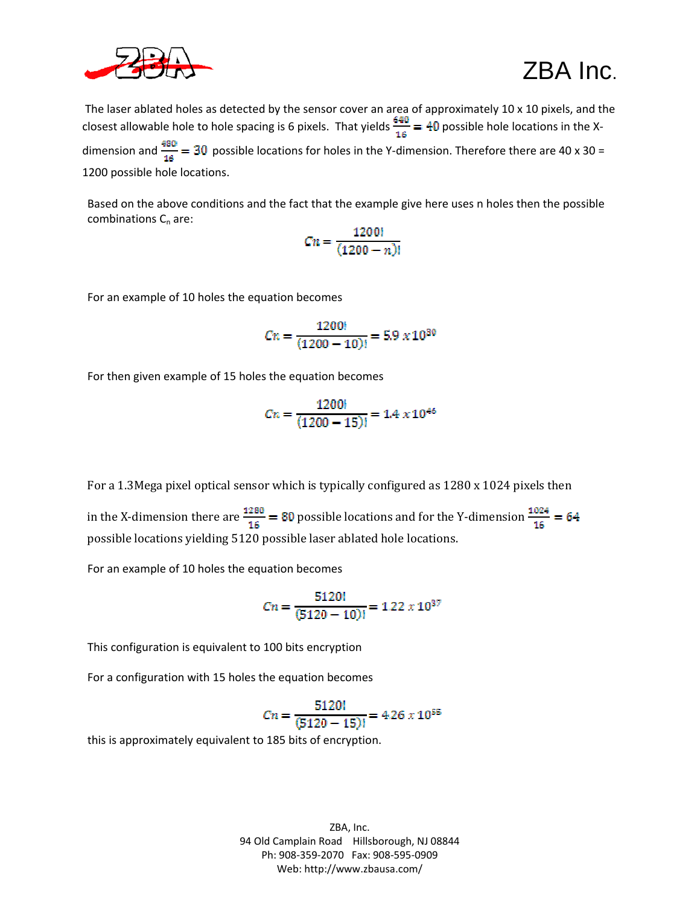The laser ablated holes as detected by the sensor cover an area of approximately 10 x 10 pixels, and the closest allowable hole to hole spacing is 6 pixels. That yields $\frac{640}{16} = 40$ possible hole locations in the X-dimension and $\frac{480}{16} = 30$ possible locations for holes in the Y-dimension. Therefore there are 40 x 30 = 1200 possible hole locations.

Based on the above conditions and the fact that the example give here uses n holes then the possible combinations $C_n$ are:

$$Cn = \frac{1200!}{(1200-n)!}$$

For an example of 10 holes the equation becomes

$$Cn = \frac{1200!}{(1200-10)!} = 5.9 \; x \, 10^{30}$$

For then given example of 15 holes the equation becomes

$$Cn = \frac{1200!}{(1200-15)!} = 1.4 \; x \, 10^{46}$$

For a 1.3Mega pixel optical sensor which is typically configured as 1280 x 1024 pixels then in the X-dimension there are $\frac{1280}{16} = 80$ possible locations and for the Y-dimension $\frac{1024}{16} = 64$ possible locations yielding 5120 possible laser ablated hole locations.

For an example of 10 holes the equation becomes

$$Cn = \frac{5120!}{(5120-10)!} = 1.22 \; x \, 10^{37}$$

This configuration is equivalent to 100 bits encryption

For a configuration with 15 holes the equation becomes

$$Cn = \frac{5120!}{(5120-15)!} = 4.26 \; x \, 10^{55}$$

this is approximately equivalent to 185 bits of encryption.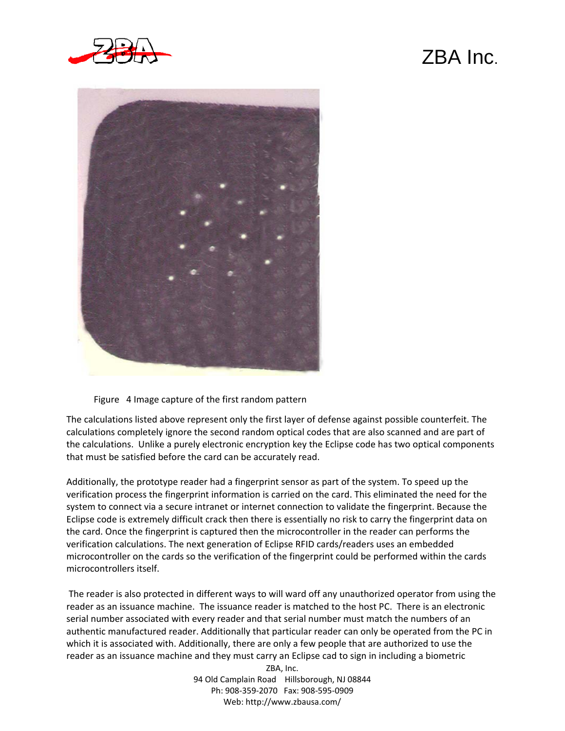Figure 4 Image capture of the first random pattern

The calculations listed above represent only the first layer of defense against possible counterfeit. The calculations completely ignore the second random optical codes that are also scanned and are part of the calculations. Unlike a purely electronic encryption key the Eclipse code has two optical components that must be satisfied before the card can be accurately read.

Additionally, the prototype reader had a fingerprint sensor as part of the system. To speed up the verification process the fingerprint information is carried on the card. This eliminated the need for the system to connect via a secure intranet or internet connection to validate the fingerprint. Because the Eclipse code is extremely difficult crack then there is essentially no risk to carry the fingerprint data on the card. Once the fingerprint is captured then the microcontroller in the reader can performs the verification calculations. The next generation of Eclipse RFID cards/readers uses an embedded microcontroller on the cards so the verification of the fingerprint could be performed within the cards microcontrollers itself.

The reader is also protected in different ways to will ward off any unauthorized operator from using the reader as an issuance machine. The issuance reader is matched to the host PC. There is an electronic serial number associated with every reader and that serial number must match the numbers of an authentic manufactured reader. Additionally that particular reader can only be operated from the PC in which it is associated with. Additionally, there are only a few people that are authorized to use the reader as an issuance machine and they must carry an Eclipse cad to sign in including a biometric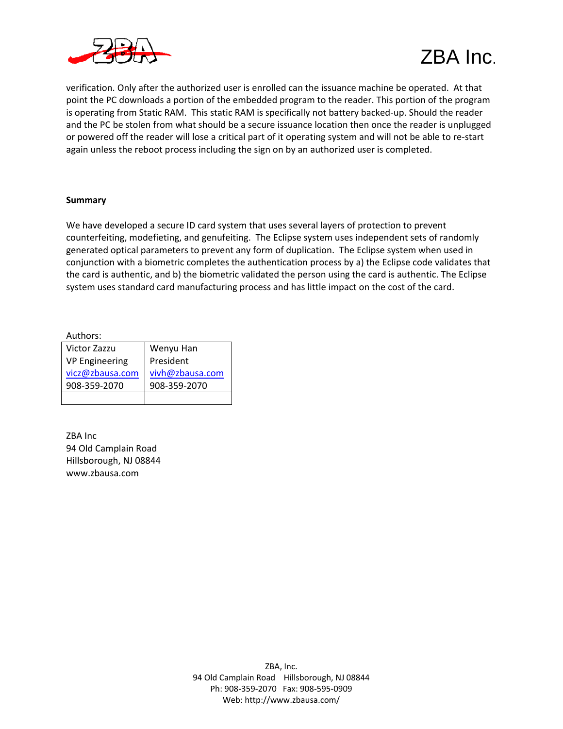verification. Only after the authorized user is enrolled can the issuance machine be operated. At that point the PC downloads a portion of the embedded program to the reader. This portion of the program is operating from Static RAM. This static RAM is specifically not battery backed-up. Should the reader and the PC be stolen from what should be a secure issuance location then once the reader is unplugged or powered off the reader will lose a critical part of it operating system and will not be able to re-start again unless the reboot process including the sign on by an authorized user is completed.

**Summary**

We have developed a secure ID card system that uses several layers of protection to prevent counterfeiting, modefieting, and genufeiting. The Eclipse system uses independent sets of randomly generated optical parameters to prevent any form of duplication. The Eclipse system when used in conjunction with a biometric completes the authentication process by a) the Eclipse code validates that the card is authentic, and b) the biometric validated the person using the card is authentic. The Eclipse system uses standard card manufacturing process and has little impact on the cost of the card.

Authors:

| Victor Zazzu | Wenyu Han |
|---|---|
| VP Engineering | President |
| vicz@zbausa.com | vivh@zbausa.com |
| 908-359-2070 | 908-359-2070 |
| | |

ZBA Inc
94 Old Camplain Road
Hillsborough, NJ 08844
www.zbausa.com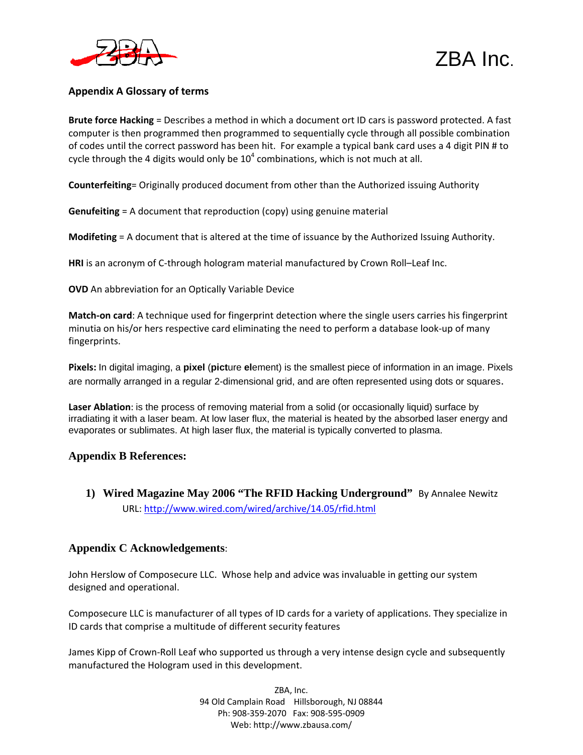## Appendix A Glossary of terms

**Brute force Hacking** = Describes a method in which a document ort ID cars is password protected. A fast computer is then programmed then programmed to sequentially cycle through all possible combination of codes until the correct password has been hit. For example a typical bank card uses a 4 digit PIN # to cycle through the 4 digits would only be $10^4$ combinations, which is not much at all.

**Counterfeiting**= Originally produced document from other than the Authorized issuing Authority

**Genufeiting** = A document that reproduction (copy) using genuine material

**Modifeting** = A document that is altered at the time of issuance by the Authorized Issuing Authority.

**HRI** is an acronym of C-through hologram material manufactured by Crown Roll–Leaf Inc.

**OVD** An abbreviation for an Optically Variable Device

**Match-on card**: A technique used for fingerprint detection where the single users carries his fingerprint minutia on his/or hers respective card eliminating the need to perform a database look-up of many fingerprints.

**Pixels:** In digital imaging, a **pixel** (**pict**ure **el**ement) is the smallest piece of information in an image. Pixels are normally arranged in a regular 2-dimensional grid, and are often represented using dots or squares.

**Laser Ablation**: is the process of removing material from a solid (or occasionally liquid) surface by irradiating it with a laser beam. At low laser flux, the material is heated by the absorbed laser energy and evaporates or sublimates. At high laser flux, the material is typically converted to plasma.

## Appendix B References:

1) **Wired Magazine May 2006 "The RFID Hacking Underground"** By Annalee Newitz
   URL: http://www.wired.com/wired/archive/14.05/rfid.html

## Appendix C Acknowledgements:

John Herslow of Composecure LLC. Whose help and advice was invaluable in getting our system designed and operational.

Composecure LLC is manufacturer of all types of ID cards for a variety of applications. They specialize in ID cards that comprise a multitude of different security features

James Kipp of Crown-Roll Leaf who supported us through a very intense design cycle and subsequently manufactured the Hologram used in this development.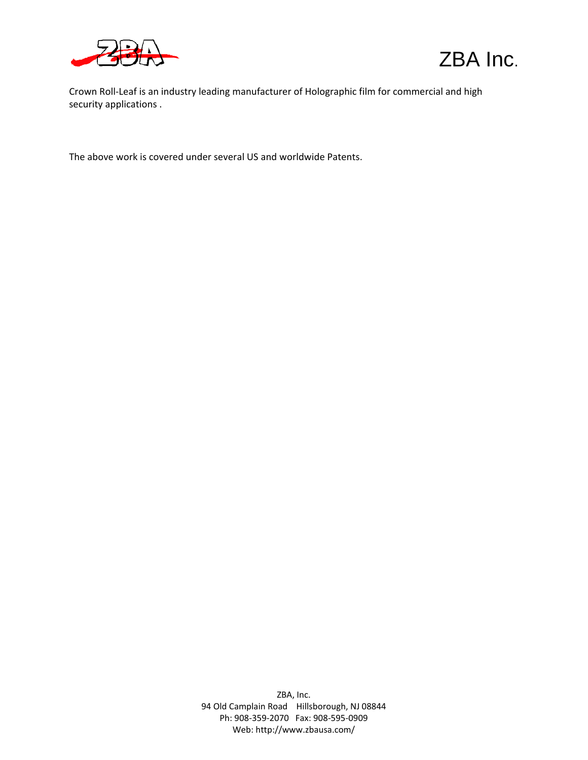Crown Roll-Leaf is an industry leading manufacturer of Holographic film for commercial and high security applications .

The above work is covered under several US and worldwide Patents.